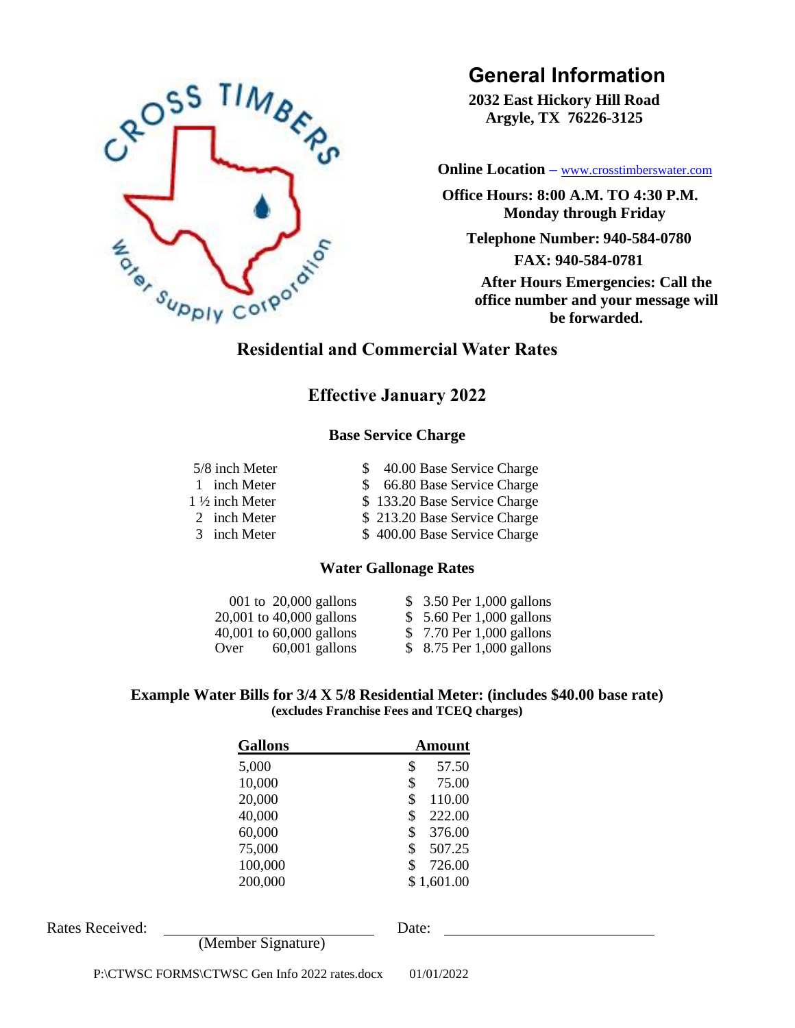Cross Timbers Water Supply Corporation

# General Information

**2032 East Hickory Hill Road**
**Argyle, TX 76226-3125**

**Online Location** – www.crosstimberswater.com

**Office Hours: 8:00 A.M. TO 4:30 P.M.**
**Monday through Friday**

**Telephone Number: 940-584-0780**

**FAX: 940-584-0781**

**After Hours Emergencies: Call the office number and your message will be forwarded.**

## Residential and Commercial Water Rates

### Effective January 2022

#### Base Service Charge

| Meter | Charge |
|---|---|
| 5/8 inch Meter | $ 40.00 Base Service Charge |
| 1 inch Meter | $ 66.80 Base Service Charge |
| 1 ½ inch Meter | $ 133.20 Base Service Charge |
| 2 inch Meter | $ 213.20 Base Service Charge |
| 3 inch Meter | $ 400.00 Base Service Charge |

#### Water Gallonage Rates

| Gallons | Rate |
|---|---|
| 001 to 20,000 gallons | $ 3.50 Per 1,000 gallons |
| 20,001 to 40,000 gallons | $ 5.60 Per 1,000 gallons |
| 40,001 to 60,000 gallons | $ 7.70 Per 1,000 gallons |
| Over 60,001 gallons | $ 8.75 Per 1,000 gallons |

**Example Water Bills for 3/4 X 5/8 Residential Meter: (includes $40.00 base rate)**
**(excludes Franchise Fees and TCEQ charges)**

| Gallons | Amount |
|---|---|
| 5,000 | $ 57.50 |
| 10,000 | $ 75.00 |
| 20,000 | $ 110.00 |
| 40,000 | $ 222.00 |
| 60,000 | $ 376.00 |
| 75,000 | $ 507.25 |
| 100,000 | $ 726.00 |
| 200,000 | $ 1,601.00 |

Rates Received: ______________________ Date: ______________________
(Member Signature)

P:\CTWSC FORMS\CTWSC Gen Info 2022 rates.docx 01/01/2022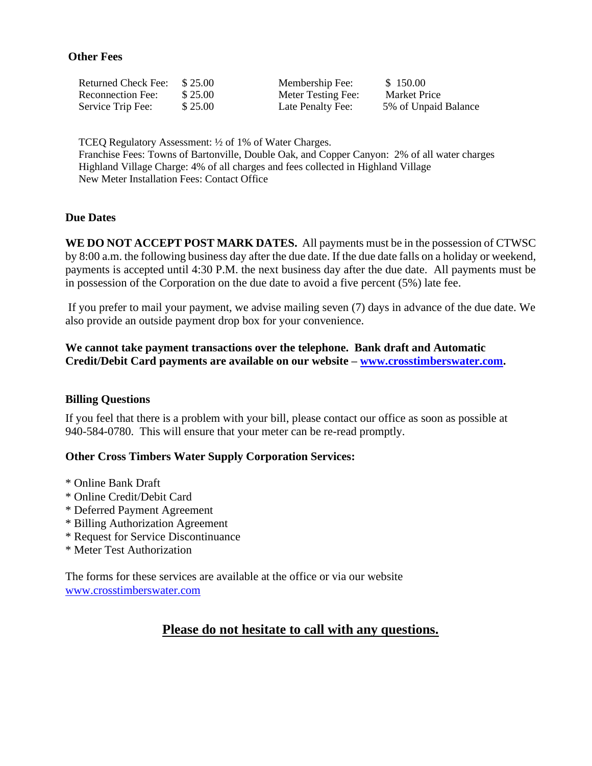## Other Fees

| | | | |
|---|---|---|---|
| Returned Check Fee: | $ 25.00 | Membership Fee: | $ 150.00 |
| Reconnection Fee: | $ 25.00 | Meter Testing Fee: | Market Price |
| Service Trip Fee: | $ 25.00 | Late Penalty Fee: | 5% of Unpaid Balance |

TCEQ Regulatory Assessment: ½ of 1% of Water Charges.
Franchise Fees: Towns of Bartonville, Double Oak, and Copper Canyon: 2% of all water charges
Highland Village Charge: 4% of all charges and fees collected in Highland Village
New Meter Installation Fees: Contact Office

## Due Dates

**WE DO NOT ACCEPT POST MARK DATES.** All payments must be in the possession of CTWSC by 8:00 a.m. the following business day after the due date. If the due date falls on a holiday or weekend, payments is accepted until 4:30 P.M. the next business day after the due date. All payments must be in possession of the Corporation on the due date to avoid a five percent (5%) late fee.

If you prefer to mail your payment, we advise mailing seven (7) days in advance of the due date. We also provide an outside payment drop box for your convenience.

**We cannot take payment transactions over the telephone. Bank draft and Automatic Credit/Debit Card payments are available on our website – [www.crosstimberswater.com](http://www.crosstimberswater.com).**

## Billing Questions

If you feel that there is a problem with your bill, please contact our office as soon as possible at 940-584-0780. This will ensure that your meter can be re-read promptly.

## Other Cross Timbers Water Supply Corporation Services:

* Online Bank Draft
* Online Credit/Debit Card
* Deferred Payment Agreement
* Billing Authorization Agreement
* Request for Service Discontinuance
* Meter Test Authorization

The forms for these services are available at the office or via our website [www.crosstimberswater.com](http://www.crosstimberswater.com)

**<u>Please do not hesitate to call with any questions.</u>**